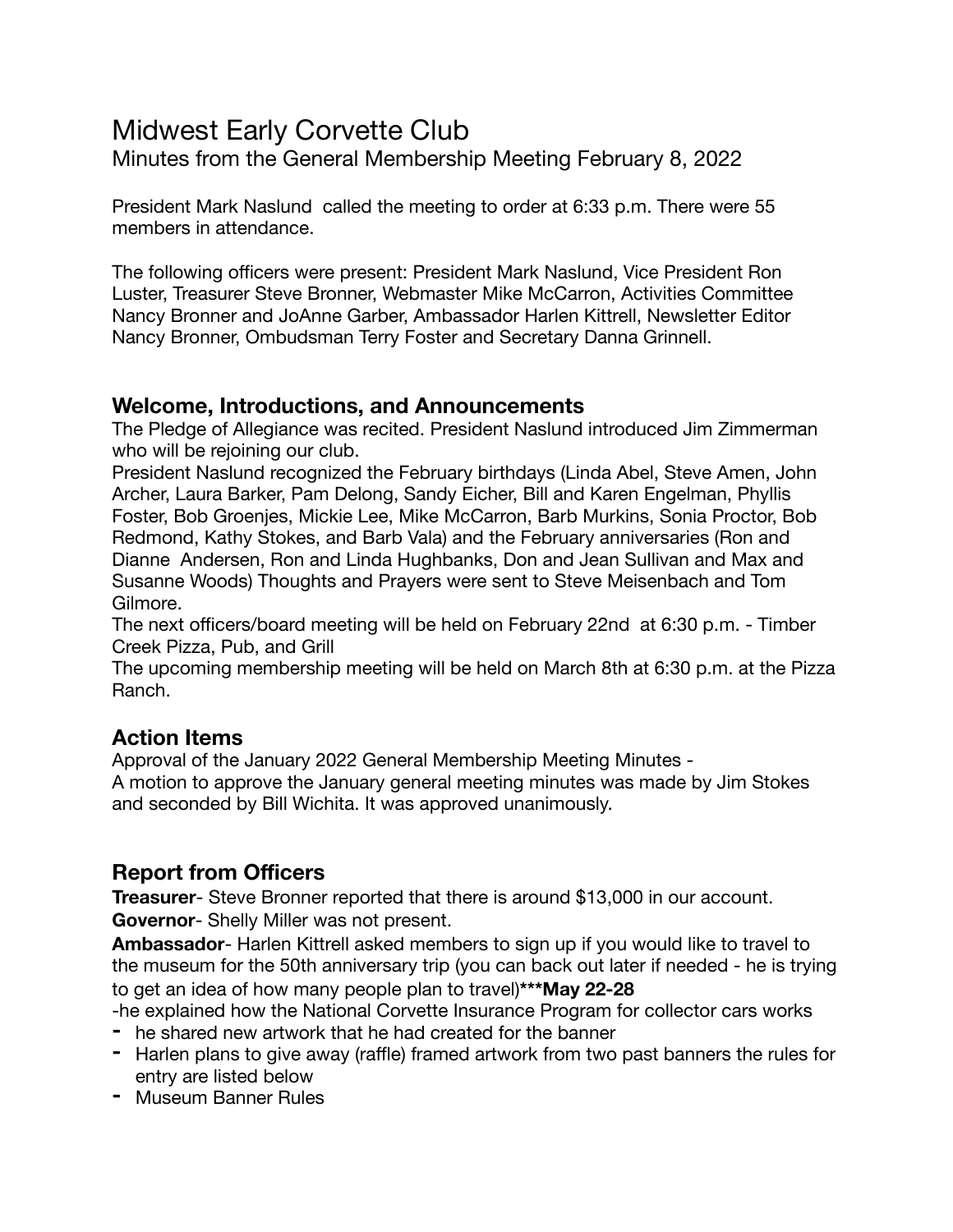# Midwest Early Corvette Club

Minutes from the General Membership Meeting February 8, 2022

President Mark Naslund called the meeting to order at 6:33 p.m. There were 55 members in attendance.

The following officers were present: President Mark Naslund, Vice President Ron Luster, Treasurer Steve Bronner, Webmaster Mike McCarron, Activities Committee Nancy Bronner and JoAnne Garber, Ambassador Harlen Kittrell, Newsletter Editor Nancy Bronner, Ombudsman Terry Foster and Secretary Danna Grinnell.

## Welcome, Introductions, and Announcements

The Pledge of Allegiance was recited. President Naslund introduced Jim Zimmerman who will be rejoining our club.

President Naslund recognized the February birthdays (Linda Abel, Steve Amen, John Archer, Laura Barker, Pam Delong, Sandy Eicher, Bill and Karen Engelman, Phyllis Foster, Bob Groenjes, Mickie Lee, Mike McCarron, Barb Murkins, Sonia Proctor, Bob Redmond, Kathy Stokes, and Barb Vala) and the February anniversaries (Ron and Dianne Andersen, Ron and Linda Hughbanks, Don and Jean Sullivan and Max and Susanne Woods) Thoughts and Prayers were sent to Steve Meisenbach and Tom Gilmore.

The next officers/board meeting will be held on February 22nd at 6:30 p.m. - Timber Creek Pizza, Pub, and Grill

The upcoming membership meeting will be held on March 8th at 6:30 p.m. at the Pizza Ranch.

## Action Items

Approval of the January 2022 General Membership Meeting Minutes -

A motion to approve the January general meeting minutes was made by Jim Stokes and seconded by Bill Wichita. It was approved unanimously.

## Report from Officers

**Treasurer**- Steve Bronner reported that there is around $13,000 in our account.

**Governor**- Shelly Miller was not present.

**Ambassador**- Harlen Kittrell asked members to sign up if you would like to travel to the museum for the 50th anniversary trip (you can back out later if needed - he is trying to get an idea of how many people plan to travel)**\*\*\*May 22-28**

-he explained how the National Corvette Insurance Program for collector cars works

- he shared new artwork that he had created for the banner
- Harlen plans to give away (raffle) framed artwork from two past banners the rules for entry are listed below
- Museum Banner Rules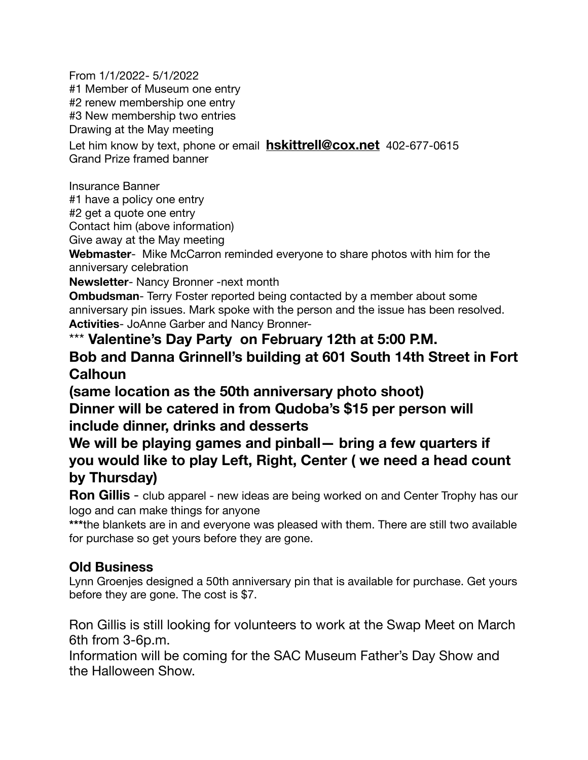From 1/1/2022- 5/1/2022
#1 Member of Museum one entry
#2 renew membership one entry
#3 New membership two entries
Drawing at the May meeting
Let him know by text, phone or email **hskittrell@cox.net** 402-677-0615
Grand Prize framed banner

Insurance Banner
#1 have a policy one entry
#2 get a quote one entry
Contact him (above information)
Give away at the May meeting
**Webmaster**- Mike McCarron reminded everyone to share photos with him for the anniversary celebration
**Newsletter**- Nancy Bronner -next month
**Ombudsman**- Terry Foster reported being contacted by a member about some anniversary pin issues. Mark spoke with the person and the issue has been resolved.
**Activities**- JoAnne Garber and Nancy Bronner-
*** **Valentine's Day Party on February 12th at 5:00 P.M.**
**Bob and Danna Grinnell's building at 601 South 14th Street in Fort Calhoun**
**(same location as the 50th anniversary photo shoot)**
**Dinner will be catered in from Qudoba's $15 per person will include dinner, drinks and desserts**
**We will be playing games and pinball— bring a few quarters if you would like to play Left, Right, Center ( we need a head count by Thursday)**
**Ron Gillis** - club apparel - new ideas are being worked on and Center Trophy has our logo and can make things for anyone
***the blankets are in and everyone was pleased with them. There are still two available for purchase so get yours before they are gone.

### Old Business

Lynn Groenjes designed a 50th anniversary pin that is available for purchase. Get yours before they are gone. The cost is $7.

Ron Gillis is still looking for volunteers to work at the Swap Meet on March 6th from 3-6p.m.
Information will be coming for the SAC Museum Father's Day Show and the Halloween Show.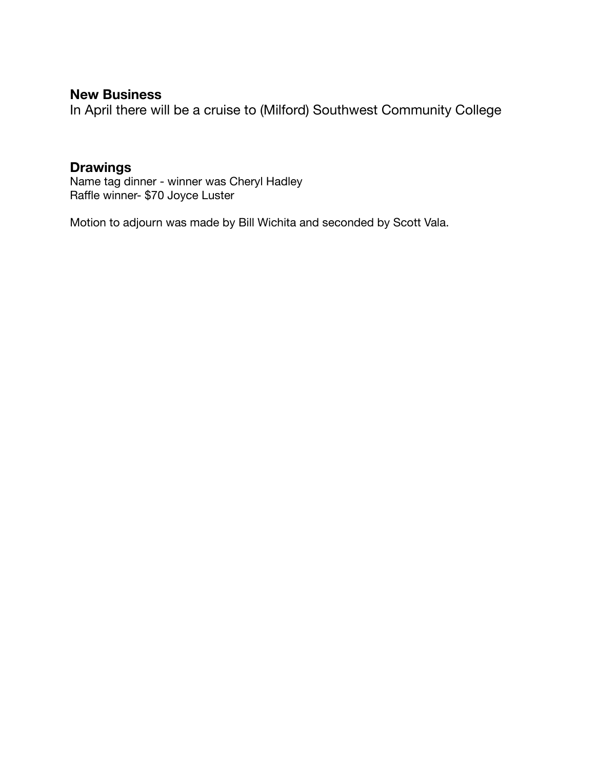**New Business**
In April there will be a cruise to (Milford) Southwest Community College

**Drawings**
Name tag dinner - winner was Cheryl Hadley
Raffle winner- $70 Joyce Luster

Motion to adjourn was made by Bill Wichita and seconded by Scott Vala.